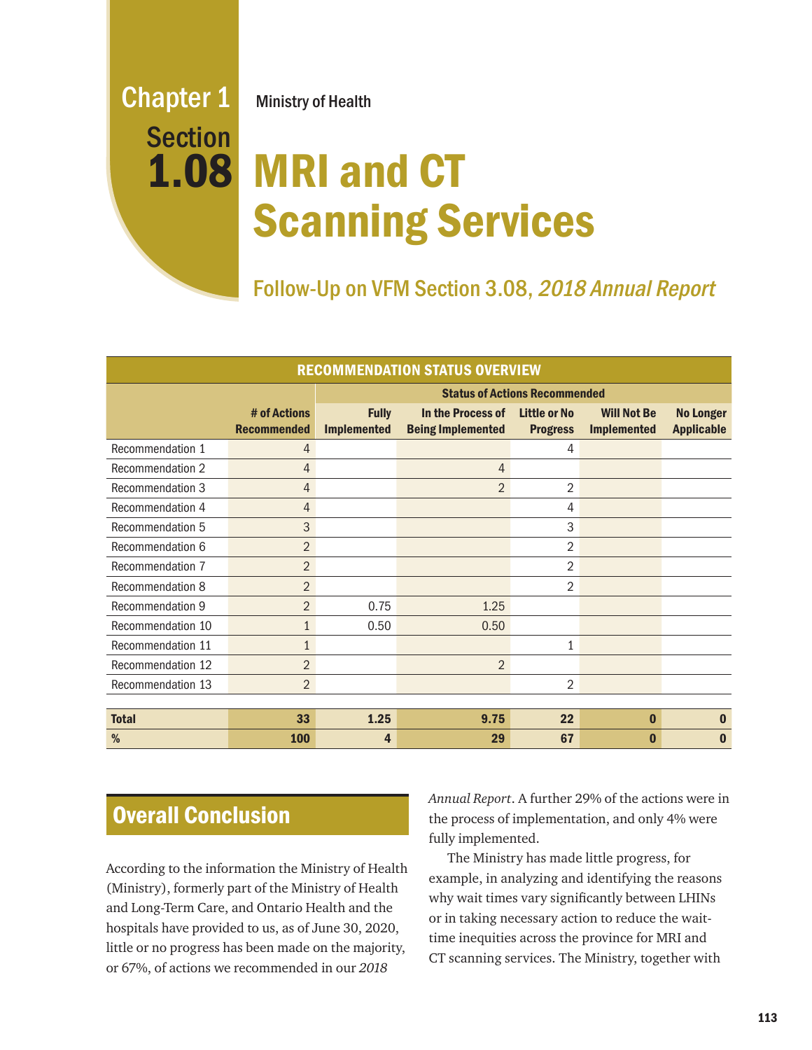Chapter 1 Section 1.08

Ministry of Health

# MRI and CT Scanning Services

## Follow-Up on VFM Section 3.08, *2018 Annual Report*

**RECOMMENDATION STATUS OVERVIEW**

| | | Status of Actions Recommended | | | | |
|---|---|---|---|---|---|---|
| | **# of Actions Recommended** | **Fully Implemented** | **In the Process of Being Implemented** | **Little or No Progress** | **Will Not Be Implemented** | **No Longer Applicable** |
| Recommendation 1 | 4 | | | 4 | | |
| Recommendation 2 | 4 | | 4 | | | |
| Recommendation 3 | 4 | | 2 | 2 | | |
| Recommendation 4 | 4 | | | 4 | | |
| Recommendation 5 | 3 | | | 3 | | |
| Recommendation 6 | 2 | | | 2 | | |
| Recommendation 7 | 2 | | | 2 | | |
| Recommendation 8 | 2 | | | 2 | | |
| Recommendation 9 | 2 | 0.75 | 1.25 | | | |
| Recommendation 10 | 1 | 0.50 | 0.50 | | | |
| Recommendation 11 | 1 | | | 1 | | |
| Recommendation 12 | 2 | | 2 | | | |
| Recommendation 13 | 2 | | | 2 | | |
| **Total** | **33** | **1.25** | **9.75** | **22** | **0** | **0** |
| **%** | **100** | **4** | **29** | **67** | **0** | **0** |

## Overall Conclusion

According to the information the Ministry of Health (Ministry), formerly part of the Ministry of Health and Long-Term Care, and Ontario Health and the hospitals have provided to us, as of June 30, 2020, little or no progress has been made on the majority, or 67%, of actions we recommended in our *2018 Annual Report*. A further 29% of the actions were in the process of implementation, and only 4% were fully implemented.

The Ministry has made little progress, for example, in analyzing and identifying the reasons why wait times vary significantly between LHINs or in taking necessary action to reduce the wait-time inequities across the province for MRI and CT scanning services. The Ministry, together with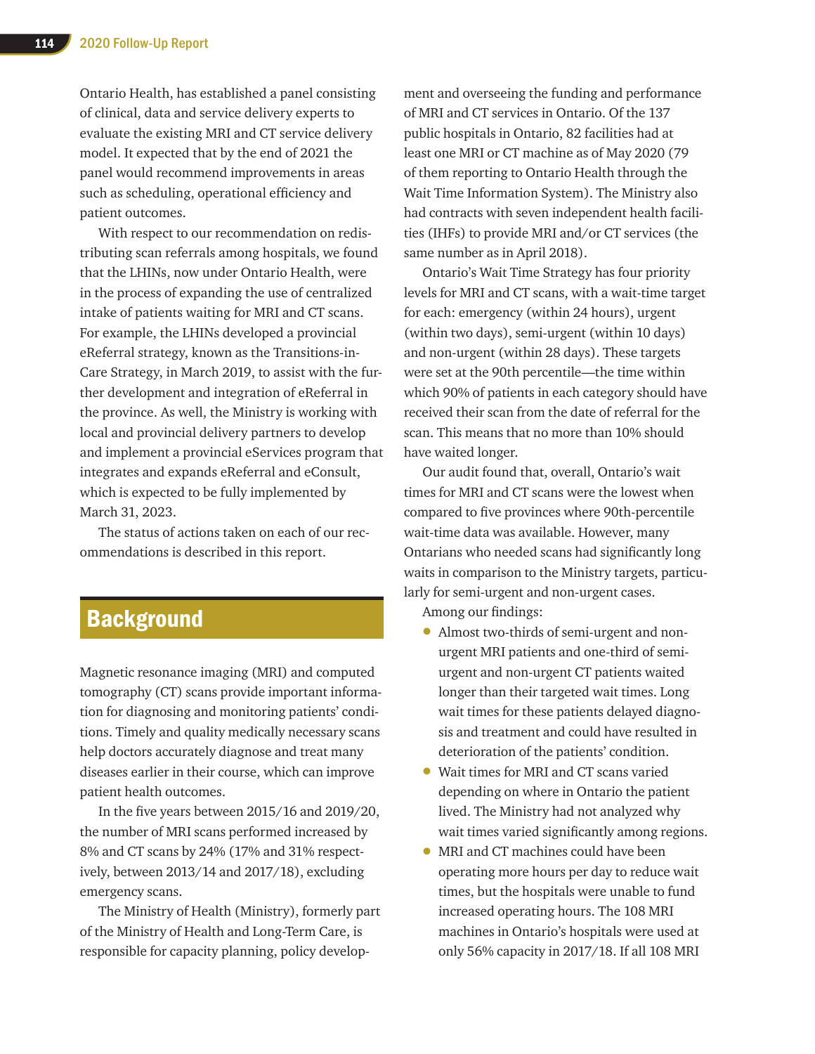Ontario Health, has established a panel consisting of clinical, data and service delivery experts to evaluate the existing MRI and CT service delivery model. It expected that by the end of 2021 the panel would recommend improvements in areas such as scheduling, operational efficiency and patient outcomes.

With respect to our recommendation on redistributing scan referrals among hospitals, we found that the LHINs, now under Ontario Health, were in the process of expanding the use of centralized intake of patients waiting for MRI and CT scans. For example, the LHINs developed a provincial eReferral strategy, known as the Transitions-in-Care Strategy, in March 2019, to assist with the further development and integration of eReferral in the province. As well, the Ministry is working with local and provincial delivery partners to develop and implement a provincial eServices program that integrates and expands eReferral and eConsult, which is expected to be fully implemented by March 31, 2023.

The status of actions taken on each of our recommendations is described in this report.

## Background

Magnetic resonance imaging (MRI) and computed tomography (CT) scans provide important information for diagnosing and monitoring patients' conditions. Timely and quality medically necessary scans help doctors accurately diagnose and treat many diseases earlier in their course, which can improve patient health outcomes.

In the five years between 2015/16 and 2019/20, the number of MRI scans performed increased by 8% and CT scans by 24% (17% and 31% respectively, between 2013/14 and 2017/18), excluding emergency scans.

The Ministry of Health (Ministry), formerly part of the Ministry of Health and Long-Term Care, is responsible for capacity planning, policy development and overseeing the funding and performance of MRI and CT services in Ontario. Of the 137 public hospitals in Ontario, 82 facilities had at least one MRI or CT machine as of May 2020 (79 of them reporting to Ontario Health through the Wait Time Information System). The Ministry also had contracts with seven independent health facilities (IHFs) to provide MRI and/or CT services (the same number as in April 2018).

Ontario's Wait Time Strategy has four priority levels for MRI and CT scans, with a wait-time target for each: emergency (within 24 hours), urgent (within two days), semi-urgent (within 10 days) and non-urgent (within 28 days). These targets were set at the 90th percentile—the time within which 90% of patients in each category should have received their scan from the date of referral for the scan. This means that no more than 10% should have waited longer.

Our audit found that, overall, Ontario's wait times for MRI and CT scans were the lowest when compared to five provinces where 90th-percentile wait-time data was available. However, many Ontarians who needed scans had significantly long waits in comparison to the Ministry targets, particularly for semi-urgent and non-urgent cases.

Among our findings:

- Almost two-thirds of semi-urgent and non-urgent MRI patients and one-third of semi-urgent and non-urgent CT patients waited longer than their targeted wait times. Long wait times for these patients delayed diagnosis and treatment and could have resulted in deterioration of the patients' condition.
- Wait times for MRI and CT scans varied depending on where in Ontario the patient lived. The Ministry had not analyzed why wait times varied significantly among regions.
- MRI and CT machines could have been operating more hours per day to reduce wait times, but the hospitals were unable to fund increased operating hours. The 108 MRI machines in Ontario's hospitals were used at only 56% capacity in 2017/18. If all 108 MRI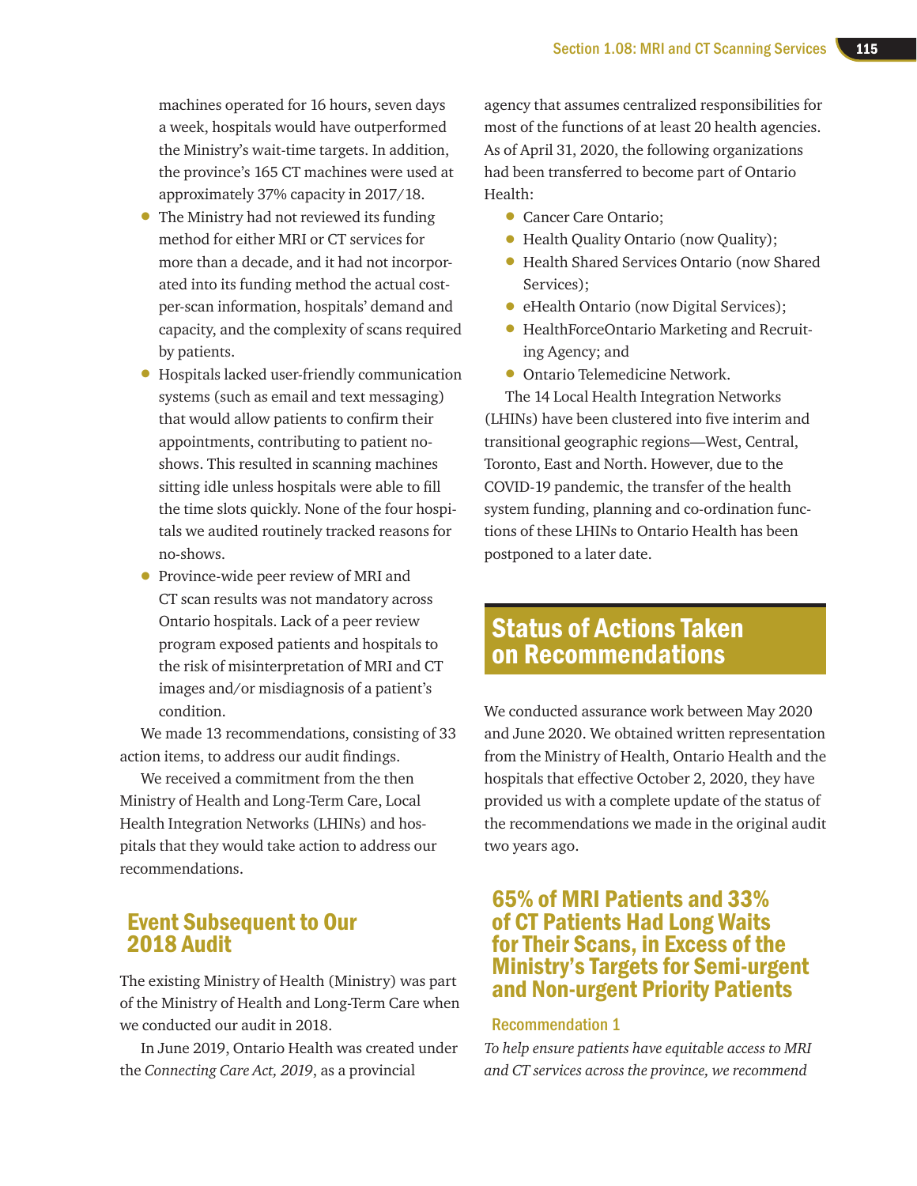machines operated for 16 hours, seven days a week, hospitals would have outperformed the Ministry's wait-time targets. In addition, the province's 165 CT machines were used at approximately 37% capacity in 2017/18.

- The Ministry had not reviewed its funding method for either MRI or CT services for more than a decade, and it had not incorporated into its funding method the actual cost-per-scan information, hospitals' demand and capacity, and the complexity of scans required by patients.
- Hospitals lacked user-friendly communication systems (such as email and text messaging) that would allow patients to confirm their appointments, contributing to patient no-shows. This resulted in scanning machines sitting idle unless hospitals were able to fill the time slots quickly. None of the four hospitals we audited routinely tracked reasons for no-shows.
- Province-wide peer review of MRI and CT scan results was not mandatory across Ontario hospitals. Lack of a peer review program exposed patients and hospitals to the risk of misinterpretation of MRI and CT images and/or misdiagnosis of a patient's condition.

We made 13 recommendations, consisting of 33 action items, to address our audit findings.

We received a commitment from the then Ministry of Health and Long-Term Care, Local Health Integration Networks (LHINs) and hospitals that they would take action to address our recommendations.

## Event Subsequent to Our 2018 Audit

The existing Ministry of Health (Ministry) was part of the Ministry of Health and Long-Term Care when we conducted our audit in 2018.

In June 2019, Ontario Health was created under the *Connecting Care Act, 2019*, as a provincial agency that assumes centralized responsibilities for most of the functions of at least 20 health agencies. As of April 31, 2020, the following organizations had been transferred to become part of Ontario Health:

- Cancer Care Ontario;
- Health Quality Ontario (now Quality);
- Health Shared Services Ontario (now Shared Services);
- eHealth Ontario (now Digital Services);
- HealthForceOntario Marketing and Recruiting Agency; and
- Ontario Telemedicine Network.

The 14 Local Health Integration Networks (LHINs) have been clustered into five interim and transitional geographic regions—West, Central, Toronto, East and North. However, due to the COVID-19 pandemic, the transfer of the health system funding, planning and co-ordination functions of these LHINs to Ontario Health has been postponed to a later date.

# Status of Actions Taken on Recommendations

We conducted assurance work between May 2020 and June 2020. We obtained written representation from the Ministry of Health, Ontario Health and the hospitals that effective October 2, 2020, they have provided us with a complete update of the status of the recommendations we made in the original audit two years ago.

## 65% of MRI Patients and 33% of CT Patients Had Long Waits for Their Scans, in Excess of the Ministry's Targets for Semi-urgent and Non-urgent Priority Patients

### Recommendation 1

*To help ensure patients have equitable access to MRI and CT services across the province, we recommend*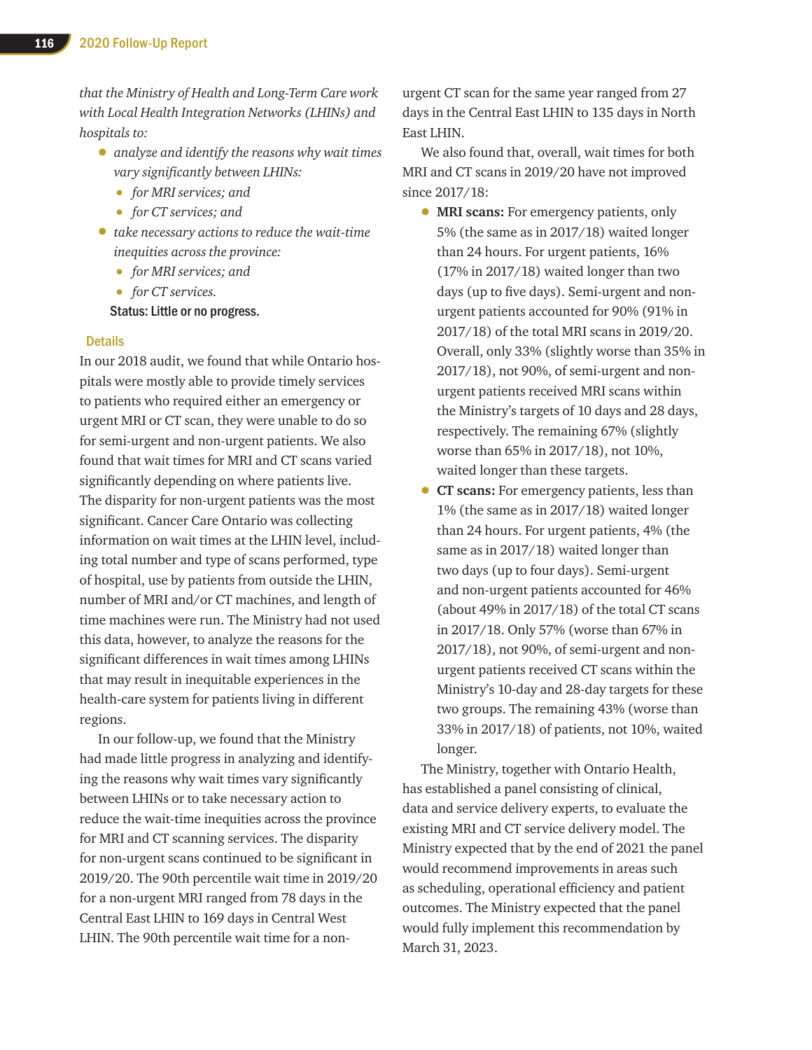*that the Ministry of Health and Long-Term Care work with Local Health Integration Networks (LHINs) and hospitals to:*

- *analyze and identify the reasons why wait times vary significantly between LHINs:*
  - *for MRI services; and*
  - *for CT services; and*
- *take necessary actions to reduce the wait-time inequities across the province:*
  - *for MRI services; and*
  - *for CT services.*

**Status: Little or no progress.**

### Details

In our 2018 audit, we found that while Ontario hospitals were mostly able to provide timely services to patients who required either an emergency or urgent MRI or CT scan, they were unable to do so for semi-urgent and non-urgent patients. We also found that wait times for MRI and CT scans varied significantly depending on where patients live. The disparity for non-urgent patients was the most significant. Cancer Care Ontario was collecting information on wait times at the LHIN level, including total number and type of scans performed, type of hospital, use by patients from outside the LHIN, number of MRI and/or CT machines, and length of time machines were run. The Ministry had not used this data, however, to analyze the reasons for the significant differences in wait times among LHINs that may result in inequitable experiences in the health-care system for patients living in different regions.

In our follow-up, we found that the Ministry had made little progress in analyzing and identifying the reasons why wait times vary significantly between LHINs or to take necessary action to reduce the wait-time inequities across the province for MRI and CT scanning services. The disparity for non-urgent scans continued to be significant in 2019/20. The 90th percentile wait time in 2019/20 for a non-urgent MRI ranged from 78 days in the Central East LHIN to 169 days in Central West LHIN. The 90th percentile wait time for a non-urgent CT scan for the same year ranged from 27 days in the Central East LHIN to 135 days in North East LHIN.

We also found that, overall, wait times for both MRI and CT scans in 2019/20 have not improved since 2017/18:

- **MRI scans:** For emergency patients, only 5% (the same as in 2017/18) waited longer than 24 hours. For urgent patients, 16% (17% in 2017/18) waited longer than two days (up to five days). Semi-urgent and non-urgent patients accounted for 90% (91% in 2017/18) of the total MRI scans in 2019/20. Overall, only 33% (slightly worse than 35% in 2017/18), not 90%, of semi-urgent and non-urgent patients received MRI scans within the Ministry's targets of 10 days and 28 days, respectively. The remaining 67% (slightly worse than 65% in 2017/18), not 10%, waited longer than these targets.
- **CT scans:** For emergency patients, less than 1% (the same as in 2017/18) waited longer than 24 hours. For urgent patients, 4% (the same as in 2017/18) waited longer than two days (up to four days). Semi-urgent and non-urgent patients accounted for 46% (about 49% in 2017/18) of the total CT scans in 2017/18. Only 57% (worse than 67% in 2017/18), not 90%, of semi-urgent and non-urgent patients received CT scans within the Ministry's 10-day and 28-day targets for these two groups. The remaining 43% (worse than 33% in 2017/18) of patients, not 10%, waited longer.

The Ministry, together with Ontario Health, has established a panel consisting of clinical, data and service delivery experts, to evaluate the existing MRI and CT service delivery model. The Ministry expected that by the end of 2021 the panel would recommend improvements in areas such as scheduling, operational efficiency and patient outcomes. The Ministry expected that the panel would fully implement this recommendation by March 31, 2023.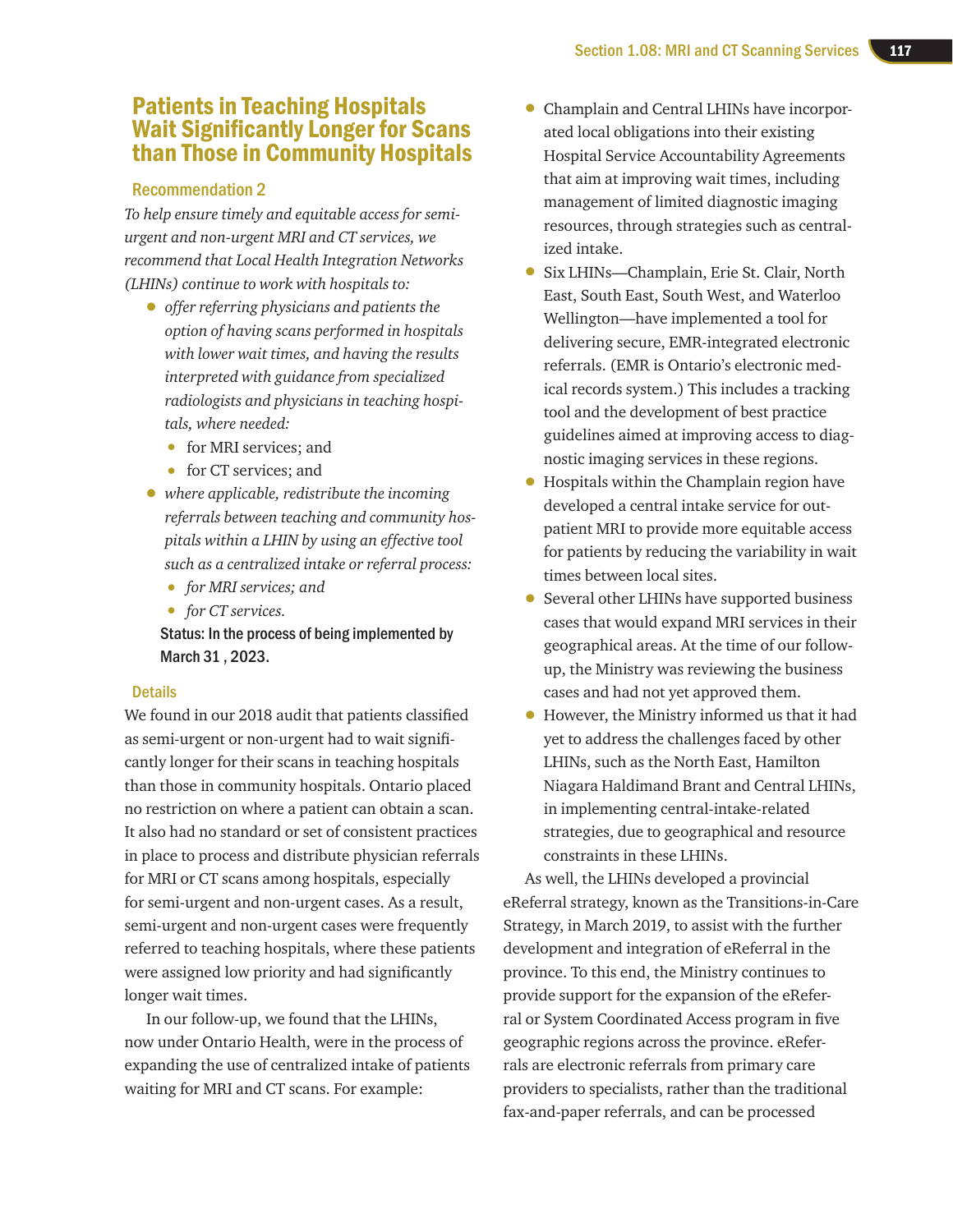## Patients in Teaching Hospitals Wait Significantly Longer for Scans than Those in Community Hospitals

### Recommendation 2

*To help ensure timely and equitable access for semi-urgent and non-urgent MRI and CT services, we recommend that Local Health Integration Networks (LHINs) continue to work with hospitals to:*

- *offer referring physicians and patients the option of having scans performed in hospitals with lower wait times, and having the results interpreted with guidance from specialized radiologists and physicians in teaching hospitals, where needed:*
  - for MRI services; and
  - for CT services; and
- *where applicable, redistribute the incoming referrals between teaching and community hospitals within a LHIN by using an effective tool such as a centralized intake or referral process:*
  - *for MRI services; and*
  - *for CT services.*

**Status: In the process of being implemented by March 31 , 2023.**

### Details

We found in our 2018 audit that patients classified as semi-urgent or non-urgent had to wait significantly longer for their scans in teaching hospitals than those in community hospitals. Ontario placed no restriction on where a patient can obtain a scan. It also had no standard or set of consistent practices in place to process and distribute physician referrals for MRI or CT scans among hospitals, especially for semi-urgent and non-urgent cases. As a result, semi-urgent and non-urgent cases were frequently referred to teaching hospitals, where these patients were assigned low priority and had significantly longer wait times.

In our follow-up, we found that the LHINs, now under Ontario Health, were in the process of expanding the use of centralized intake of patients waiting for MRI and CT scans. For example:

- Champlain and Central LHINs have incorporated local obligations into their existing Hospital Service Accountability Agreements that aim at improving wait times, including management of limited diagnostic imaging resources, through strategies such as centralized intake.
- Six LHINs—Champlain, Erie St. Clair, North East, South East, South West, and Waterloo Wellington—have implemented a tool for delivering secure, EMR-integrated electronic referrals. (EMR is Ontario's electronic medical records system.) This includes a tracking tool and the development of best practice guidelines aimed at improving access to diagnostic imaging services in these regions.
- Hospitals within the Champlain region have developed a central intake service for outpatient MRI to provide more equitable access for patients by reducing the variability in wait times between local sites.
- Several other LHINs have supported business cases that would expand MRI services in their geographical areas. At the time of our follow-up, the Ministry was reviewing the business cases and had not yet approved them.
- However, the Ministry informed us that it had yet to address the challenges faced by other LHINs, such as the North East, Hamilton Niagara Haldimand Brant and Central LHINs, in implementing central-intake-related strategies, due to geographical and resource constraints in these LHINs.

As well, the LHINs developed a provincial eReferral strategy, known as the Transitions-in-Care Strategy, in March 2019, to assist with the further development and integration of eReferral in the province. To this end, the Ministry continues to provide support for the expansion of the eReferral or System Coordinated Access program in five geographic regions across the province. eReferrals are electronic referrals from primary care providers to specialists, rather than the traditional fax-and-paper referrals, and can be processed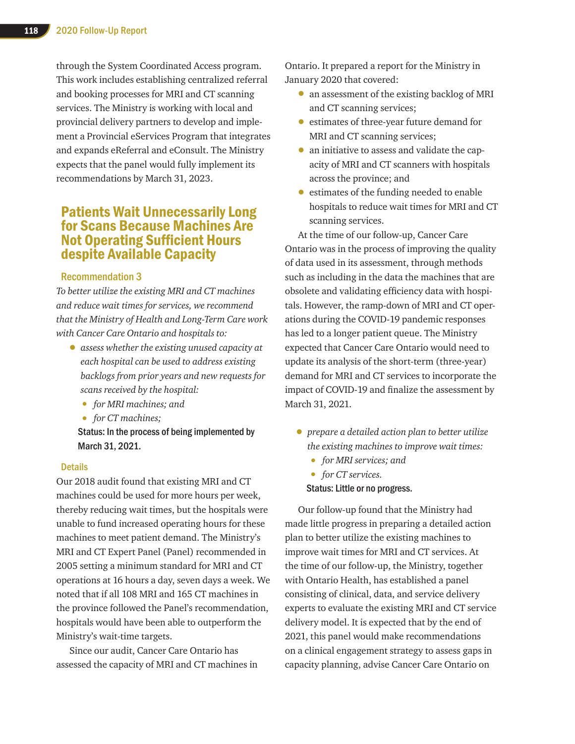through the System Coordinated Access program. This work includes establishing centralized referral and booking processes for MRI and CT scanning services. The Ministry is working with local and provincial delivery partners to develop and implement a Provincial eServices Program that integrates and expands eReferral and eConsult. The Ministry expects that the panel would fully implement its recommendations by March 31, 2023.

## Patients Wait Unnecessarily Long for Scans Because Machines Are Not Operating Sufficient Hours despite Available Capacity

### Recommendation 3

*To better utilize the existing MRI and CT machines and reduce wait times for services, we recommend that the Ministry of Health and Long-Term Care work with Cancer Care Ontario and hospitals to:*

- *assess whether the existing unused capacity at each hospital can be used to address existing backlogs from prior years and new requests for scans received by the hospital:*
  - *for MRI machines; and*
  - *for CT machines;*

  **Status: In the process of being implemented by March 31, 2021.**

### Details

Our 2018 audit found that existing MRI and CT machines could be used for more hours per week, thereby reducing wait times, but the hospitals were unable to fund increased operating hours for these machines to meet patient demand. The Ministry's MRI and CT Expert Panel (Panel) recommended in 2005 setting a minimum standard for MRI and CT operations at 16 hours a day, seven days a week. We noted that if all 108 MRI and 165 CT machines in the province followed the Panel's recommendation, hospitals would have been able to outperform the Ministry's wait-time targets.

Since our audit, Cancer Care Ontario has assessed the capacity of MRI and CT machines in Ontario. It prepared a report for the Ministry in January 2020 that covered:

- an assessment of the existing backlog of MRI and CT scanning services;
- estimates of three-year future demand for MRI and CT scanning services;
- an initiative to assess and validate the capacity of MRI and CT scanners with hospitals across the province; and
- estimates of the funding needed to enable hospitals to reduce wait times for MRI and CT scanning services.

At the time of our follow-up, Cancer Care Ontario was in the process of improving the quality of data used in its assessment, through methods such as including in the data the machines that are obsolete and validating efficiency data with hospitals. However, the ramp-down of MRI and CT operations during the COVID-19 pandemic responses has led to a longer patient queue. The Ministry expected that Cancer Care Ontario would need to update its analysis of the short-term (three-year) demand for MRI and CT services to incorporate the impact of COVID-19 and finalize the assessment by March 31, 2021.

- *prepare a detailed action plan to better utilize the existing machines to improve wait times:*
  - *for MRI services; and*
  - *for CT services.*

  **Status: Little or no progress.**

Our follow-up found that the Ministry had made little progress in preparing a detailed action plan to better utilize the existing machines to improve wait times for MRI and CT services. At the time of our follow-up, the Ministry, together with Ontario Health, has established a panel consisting of clinical, data, and service delivery experts to evaluate the existing MRI and CT service delivery model. It is expected that by the end of 2021, this panel would make recommendations on a clinical engagement strategy to assess gaps in capacity planning, advise Cancer Care Ontario on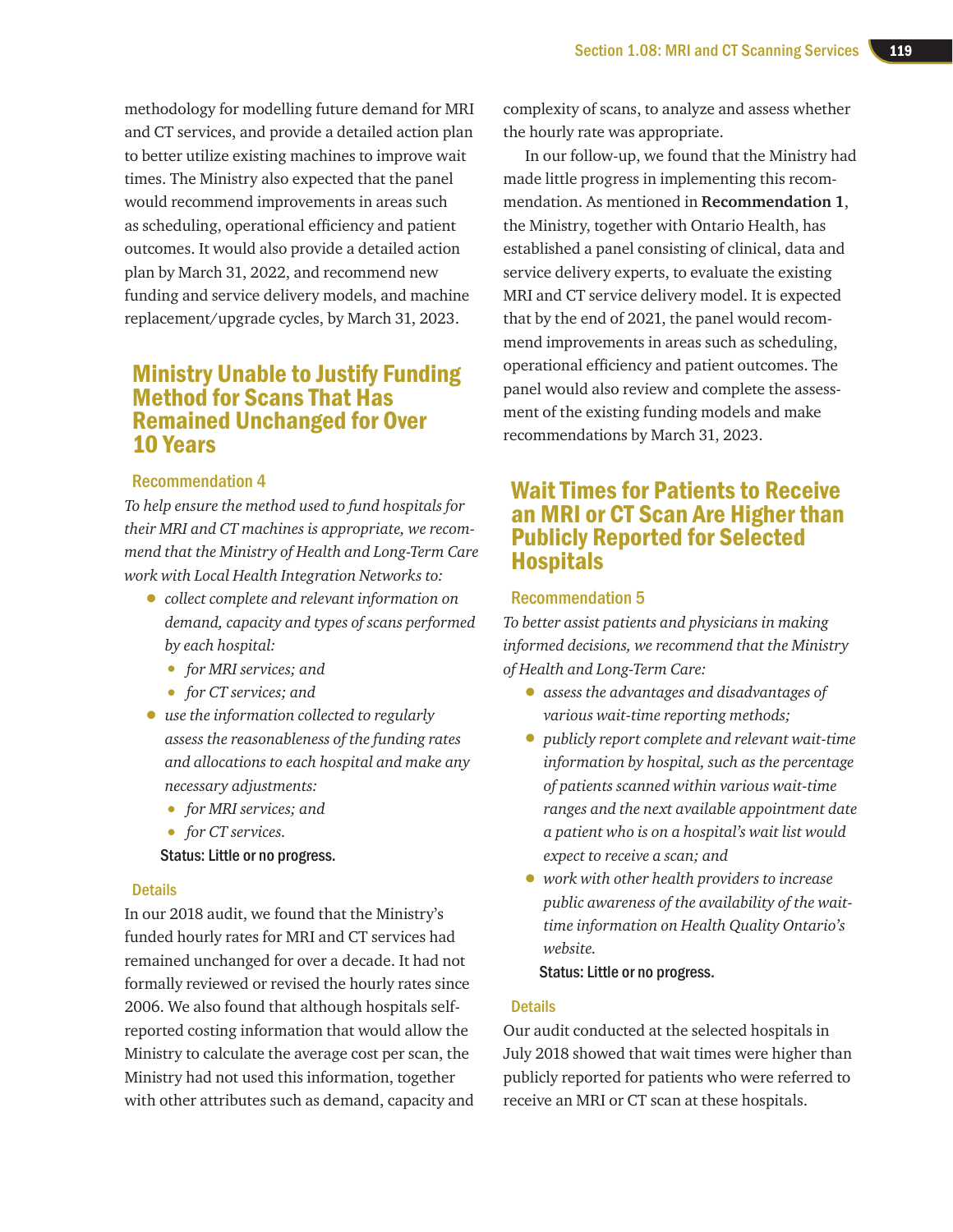methodology for modelling future demand for MRI and CT services, and provide a detailed action plan to better utilize existing machines to improve wait times. The Ministry also expected that the panel would recommend improvements in areas such as scheduling, operational efficiency and patient outcomes. It would also provide a detailed action plan by March 31, 2022, and recommend new funding and service delivery models, and machine replacement/upgrade cycles, by March 31, 2023.

## Ministry Unable to Justify Funding Method for Scans That Has Remained Unchanged for Over 10 Years

### Recommendation 4

*To help ensure the method used to fund hospitals for their MRI and CT machines is appropriate, we recommend that the Ministry of Health and Long-Term Care work with Local Health Integration Networks to:*

- *collect complete and relevant information on demand, capacity and types of scans performed by each hospital:*
  - *for MRI services; and*
  - *for CT services; and*
- *use the information collected to regularly assess the reasonableness of the funding rates and allocations to each hospital and make any necessary adjustments:*
  - *for MRI services; and*
  - *for CT services.*

**Status: Little or no progress.**

### Details

In our 2018 audit, we found that the Ministry's funded hourly rates for MRI and CT services had remained unchanged for over a decade. It had not formally reviewed or revised the hourly rates since 2006. We also found that although hospitals self-reported costing information that would allow the Ministry to calculate the average cost per scan, the Ministry had not used this information, together with other attributes such as demand, capacity and complexity of scans, to analyze and assess whether the hourly rate was appropriate.

In our follow-up, we found that the Ministry had made little progress in implementing this recommendation. As mentioned in **Recommendation 1**, the Ministry, together with Ontario Health, has established a panel consisting of clinical, data and service delivery experts, to evaluate the existing MRI and CT service delivery model. It is expected that by the end of 2021, the panel would recommend improvements in areas such as scheduling, operational efficiency and patient outcomes. The panel would also review and complete the assessment of the existing funding models and make recommendations by March 31, 2023.

## Wait Times for Patients to Receive an MRI or CT Scan Are Higher than Publicly Reported for Selected Hospitals

### Recommendation 5

*To better assist patients and physicians in making informed decisions, we recommend that the Ministry of Health and Long-Term Care:*

- *assess the advantages and disadvantages of various wait-time reporting methods;*
- *publicly report complete and relevant wait-time information by hospital, such as the percentage of patients scanned within various wait-time ranges and the next available appointment date a patient who is on a hospital's wait list would expect to receive a scan; and*
- *work with other health providers to increase public awareness of the availability of the wait-time information on Health Quality Ontario's website.*

**Status: Little or no progress.**

### Details

Our audit conducted at the selected hospitals in July 2018 showed that wait times were higher than publicly reported for patients who were referred to receive an MRI or CT scan at these hospitals.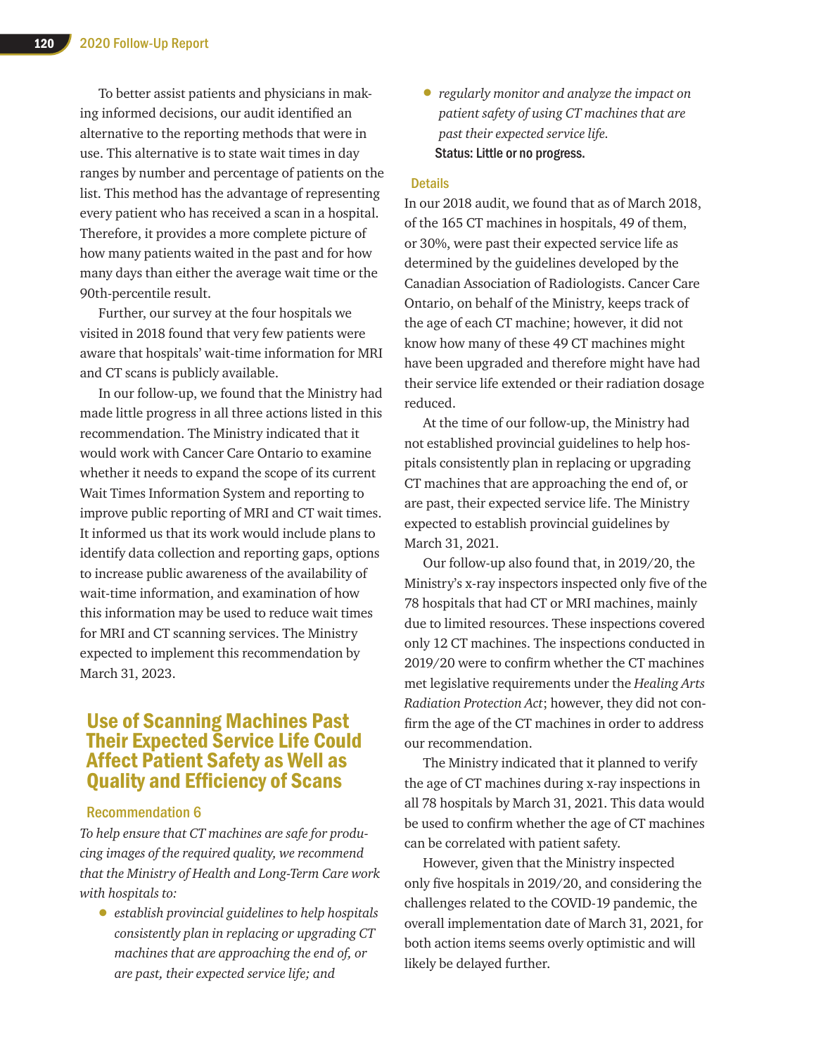To better assist patients and physicians in making informed decisions, our audit identified an alternative to the reporting methods that were in use. This alternative is to state wait times in day ranges by number and percentage of patients on the list. This method has the advantage of representing every patient who has received a scan in a hospital. Therefore, it provides a more complete picture of how many patients waited in the past and for how many days than either the average wait time or the 90th-percentile result.

Further, our survey at the four hospitals we visited in 2018 found that very few patients were aware that hospitals' wait-time information for MRI and CT scans is publicly available.

In our follow-up, we found that the Ministry had made little progress in all three actions listed in this recommendation. The Ministry indicated that it would work with Cancer Care Ontario to examine whether it needs to expand the scope of its current Wait Times Information System and reporting to improve public reporting of MRI and CT wait times. It informed us that its work would include plans to identify data collection and reporting gaps, options to increase public awareness of the availability of wait-time information, and examination of how this information may be used to reduce wait times for MRI and CT scanning services. The Ministry expected to implement this recommendation by March 31, 2023.

## Use of Scanning Machines Past Their Expected Service Life Could Affect Patient Safety as Well as Quality and Efficiency of Scans

### Recommendation 6

*To help ensure that CT machines are safe for producing images of the required quality, we recommend that the Ministry of Health and Long-Term Care work with hospitals to:*

- *establish provincial guidelines to help hospitals consistently plan in replacing or upgrading CT machines that are approaching the end of, or are past, their expected service life; and*
- *regularly monitor and analyze the impact on patient safety of using CT machines that are past their expected service life.*

**Status: Little or no progress.**

### Details

In our 2018 audit, we found that as of March 2018, of the 165 CT machines in hospitals, 49 of them, or 30%, were past their expected service life as determined by the guidelines developed by the Canadian Association of Radiologists. Cancer Care Ontario, on behalf of the Ministry, keeps track of the age of each CT machine; however, it did not know how many of these 49 CT machines might have been upgraded and therefore might have had their service life extended or their radiation dosage reduced.

At the time of our follow-up, the Ministry had not established provincial guidelines to help hospitals consistently plan in replacing or upgrading CT machines that are approaching the end of, or are past, their expected service life. The Ministry expected to establish provincial guidelines by March 31, 2021.

Our follow-up also found that, in 2019/20, the Ministry's x-ray inspectors inspected only five of the 78 hospitals that had CT or MRI machines, mainly due to limited resources. These inspections covered only 12 CT machines. The inspections conducted in 2019/20 were to confirm whether the CT machines met legislative requirements under the *Healing Arts Radiation Protection Act*; however, they did not confirm the age of the CT machines in order to address our recommendation.

The Ministry indicated that it planned to verify the age of CT machines during x-ray inspections in all 78 hospitals by March 31, 2021. This data would be used to confirm whether the age of CT machines can be correlated with patient safety.

However, given that the Ministry inspected only five hospitals in 2019/20, and considering the challenges related to the COVID-19 pandemic, the overall implementation date of March 31, 2021, for both action items seems overly optimistic and will likely be delayed further.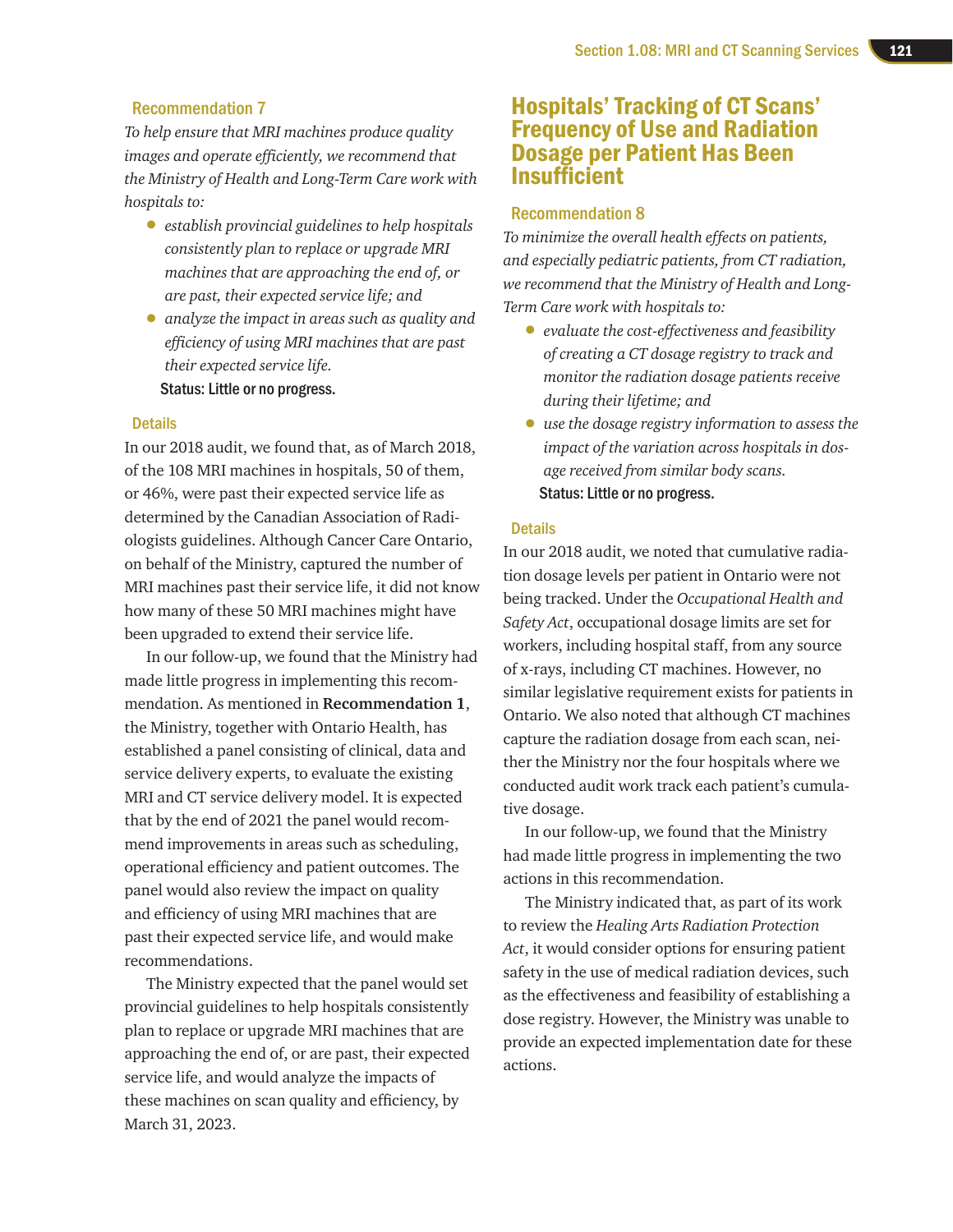### Recommendation 7

*To help ensure that MRI machines produce quality images and operate efficiently, we recommend that the Ministry of Health and Long-Term Care work with hospitals to:*

- *establish provincial guidelines to help hospitals consistently plan to replace or upgrade MRI machines that are approaching the end of, or are past, their expected service life; and*
- *analyze the impact in areas such as quality and efficiency of using MRI machines that are past their expected service life.*

Status: Little or no progress.

#### Details

In our 2018 audit, we found that, as of March 2018, of the 108 MRI machines in hospitals, 50 of them, or 46%, were past their expected service life as determined by the Canadian Association of Radiologists guidelines. Although Cancer Care Ontario, on behalf of the Ministry, captured the number of MRI machines past their service life, it did not know how many of these 50 MRI machines might have been upgraded to extend their service life.

In our follow-up, we found that the Ministry had made little progress in implementing this recommendation. As mentioned in **Recommendation 1**, the Ministry, together with Ontario Health, has established a panel consisting of clinical, data and service delivery experts, to evaluate the existing MRI and CT service delivery model. It is expected that by the end of 2021 the panel would recommend improvements in areas such as scheduling, operational efficiency and patient outcomes. The panel would also review the impact on quality and efficiency of using MRI machines that are past their expected service life, and would make recommendations.

The Ministry expected that the panel would set provincial guidelines to help hospitals consistently plan to replace or upgrade MRI machines that are approaching the end of, or are past, their expected service life, and would analyze the impacts of these machines on scan quality and efficiency, by March 31, 2023.

## Hospitals' Tracking of CT Scans' Frequency of Use and Radiation Dosage per Patient Has Been Insufficient

### Recommendation 8

*To minimize the overall health effects on patients, and especially pediatric patients, from CT radiation, we recommend that the Ministry of Health and Long-Term Care work with hospitals to:*

- *evaluate the cost-effectiveness and feasibility of creating a CT dosage registry to track and monitor the radiation dosage patients receive during their lifetime; and*
- *use the dosage registry information to assess the impact of the variation across hospitals in dosage received from similar body scans.*

Status: Little or no progress.

#### Details

In our 2018 audit, we noted that cumulative radiation dosage levels per patient in Ontario were not being tracked. Under the *Occupational Health and Safety Act*, occupational dosage limits are set for workers, including hospital staff, from any source of x-rays, including CT machines. However, no similar legislative requirement exists for patients in Ontario. We also noted that although CT machines capture the radiation dosage from each scan, neither the Ministry nor the four hospitals where we conducted audit work track each patient's cumulative dosage.

In our follow-up, we found that the Ministry had made little progress in implementing the two actions in this recommendation.

The Ministry indicated that, as part of its work to review the *Healing Arts Radiation Protection Act*, it would consider options for ensuring patient safety in the use of medical radiation devices, such as the effectiveness and feasibility of establishing a dose registry. However, the Ministry was unable to provide an expected implementation date for these actions.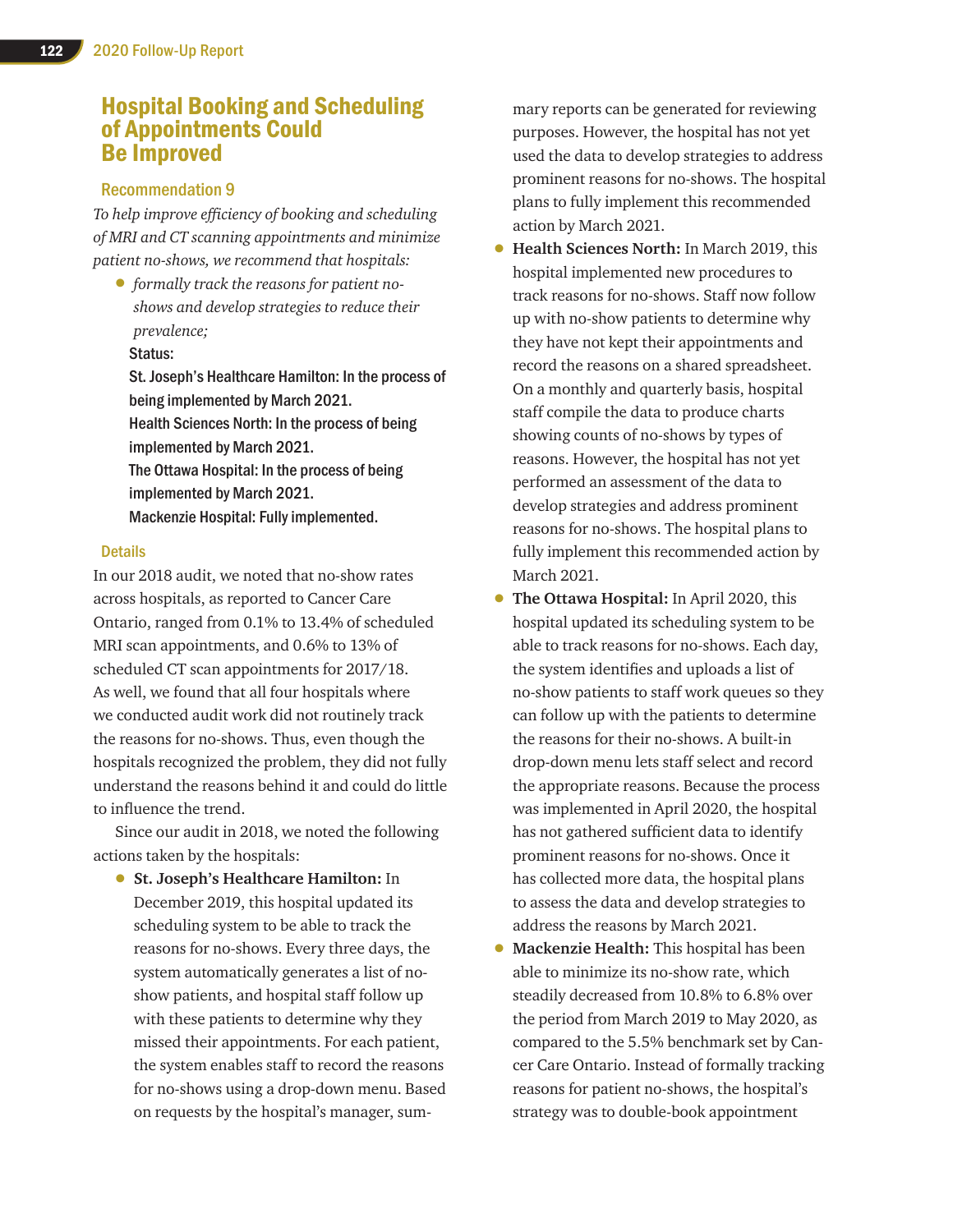## Hospital Booking and Scheduling of Appointments Could Be Improved

### Recommendation 9

*To help improve efficiency of booking and scheduling of MRI and CT scanning appointments and minimize patient no-shows, we recommend that hospitals:*

- *formally track the reasons for patient no-shows and develop strategies to reduce their prevalence;*

  **Status:**
  **St. Joseph's Healthcare Hamilton: In the process of being implemented by March 2021.**
  **Health Sciences North: In the process of being implemented by March 2021.**
  **The Ottawa Hospital: In the process of being implemented by March 2021.**
  **Mackenzie Hospital: Fully implemented.**

### Details

In our 2018 audit, we noted that no-show rates across hospitals, as reported to Cancer Care Ontario, ranged from 0.1% to 13.4% of scheduled MRI scan appointments, and 0.6% to 13% of scheduled CT scan appointments for 2017/18. As well, we found that all four hospitals where we conducted audit work did not routinely track the reasons for no-shows. Thus, even though the hospitals recognized the problem, they did not fully understand the reasons behind it and could do little to influence the trend.

Since our audit in 2018, we noted the following actions taken by the hospitals:

- **St. Joseph's Healthcare Hamilton:** In December 2019, this hospital updated its scheduling system to be able to track the reasons for no-shows. Every three days, the system automatically generates a list of no-show patients, and hospital staff follow up with these patients to determine why they missed their appointments. For each patient, the system enables staff to record the reasons for no-shows using a drop-down menu. Based on requests by the hospital's manager, summary reports can be generated for reviewing purposes. However, the hospital has not yet used the data to develop strategies to address prominent reasons for no-shows. The hospital plans to fully implement this recommended action by March 2021.
- **Health Sciences North:** In March 2019, this hospital implemented new procedures to track reasons for no-shows. Staff now follow up with no-show patients to determine why they have not kept their appointments and record the reasons on a shared spreadsheet. On a monthly and quarterly basis, hospital staff compile the data to produce charts showing counts of no-shows by types of reasons. However, the hospital has not yet performed an assessment of the data to develop strategies and address prominent reasons for no-shows. The hospital plans to fully implement this recommended action by March 2021.
- **The Ottawa Hospital:** In April 2020, this hospital updated its scheduling system to be able to track reasons for no-shows. Each day, the system identifies and uploads a list of no-show patients to staff work queues so they can follow up with the patients to determine the reasons for their no-shows. A built-in drop-down menu lets staff select and record the appropriate reasons. Because the process was implemented in April 2020, the hospital has not gathered sufficient data to identify prominent reasons for no-shows. Once it has collected more data, the hospital plans to assess the data and develop strategies to address the reasons by March 2021.
- **Mackenzie Health:** This hospital has been able to minimize its no-show rate, which steadily decreased from 10.8% to 6.8% over the period from March 2019 to May 2020, as compared to the 5.5% benchmark set by Cancer Care Ontario. Instead of formally tracking reasons for patient no-shows, the hospital's strategy was to double-book appointment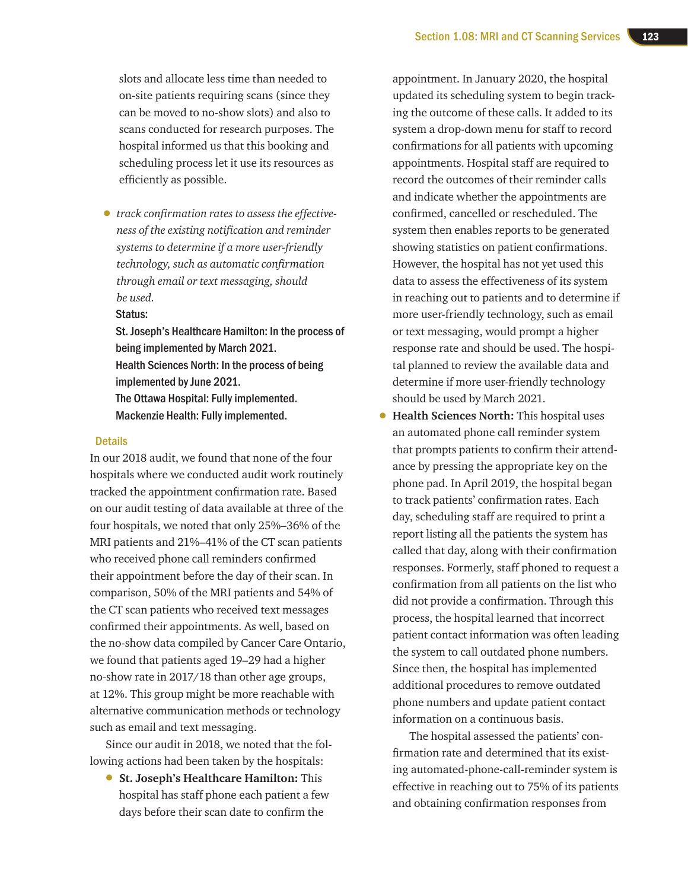slots and allocate less time than needed to on-site patients requiring scans (since they can be moved to no-show slots) and also to scans conducted for research purposes. The hospital informed us that this booking and scheduling process let it use its resources as efficiently as possible.

- *track confirmation rates to assess the effectiveness of the existing notification and reminder systems to determine if a more user-friendly technology, such as automatic confirmation through email or text messaging, should be used.*

  **Status:**
  **St. Joseph's Healthcare Hamilton: In the process of being implemented by March 2021.**
  **Health Sciences North: In the process of being implemented by June 2021.**
  **The Ottawa Hospital: Fully implemented.**
  **Mackenzie Health: Fully implemented.**

### Details

In our 2018 audit, we found that none of the four hospitals where we conducted audit work routinely tracked the appointment confirmation rate. Based on our audit testing of data available at three of the four hospitals, we noted that only 25%–36% of the MRI patients and 21%–41% of the CT scan patients who received phone call reminders confirmed their appointment before the day of their scan. In comparison, 50% of the MRI patients and 54% of the CT scan patients who received text messages confirmed their appointments. As well, based on the no-show data compiled by Cancer Care Ontario, we found that patients aged 19–29 had a higher no-show rate in 2017/18 than other age groups, at 12%. This group might be more reachable with alternative communication methods or technology such as email and text messaging.

Since our audit in 2018, we noted that the following actions had been taken by the hospitals:

- **St. Joseph's Healthcare Hamilton:** This hospital has staff phone each patient a few days before their scan date to confirm the appointment. In January 2020, the hospital updated its scheduling system to begin tracking the outcome of these calls. It added to its system a drop-down menu for staff to record confirmations for all patients with upcoming appointments. Hospital staff are required to record the outcomes of their reminder calls and indicate whether the appointments are confirmed, cancelled or rescheduled. The system then enables reports to be generated showing statistics on patient confirmations. However, the hospital has not yet used this data to assess the effectiveness of its system in reaching out to patients and to determine if more user-friendly technology, such as email or text messaging, would prompt a higher response rate and should be used. The hospital planned to review the available data and determine if more user-friendly technology should be used by March 2021.
- **Health Sciences North:** This hospital uses an automated phone call reminder system that prompts patients to confirm their attendance by pressing the appropriate key on the phone pad. In April 2019, the hospital began to track patients' confirmation rates. Each day, scheduling staff are required to print a report listing all the patients the system has called that day, along with their confirmation responses. Formerly, staff phoned to request a confirmation from all patients on the list who did not provide a confirmation. Through this process, the hospital learned that incorrect patient contact information was often leading the system to call outdated phone numbers. Since then, the hospital has implemented additional procedures to remove outdated phone numbers and update patient contact information on a continuous basis.

  The hospital assessed the patients' confirmation rate and determined that its existing automated-phone-call-reminder system is effective in reaching out to 75% of its patients and obtaining confirmation responses from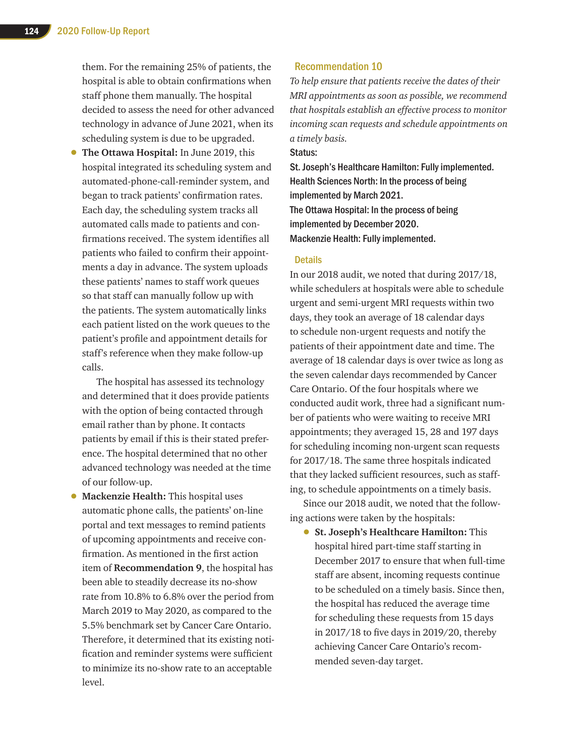them. For the remaining 25% of patients, the hospital is able to obtain confirmations when staff phone them manually. The hospital decided to assess the need for other advanced technology in advance of June 2021, when its scheduling system is due to be upgraded.

- **The Ottawa Hospital:** In June 2019, this hospital integrated its scheduling system and automated-phone-call-reminder system, and began to track patients' confirmation rates. Each day, the scheduling system tracks all automated calls made to patients and confirmations received. The system identifies all patients who failed to confirm their appointments a day in advance. The system uploads these patients' names to staff work queues so that staff can manually follow up with the patients. The system automatically links each patient listed on the work queues to the patient's profile and appointment details for staff's reference when they make follow-up calls.

  The hospital has assessed its technology and determined that it does provide patients with the option of being contacted through email rather than by phone. It contacts patients by email if this is their stated preference. The hospital determined that no other advanced technology was needed at the time of our follow-up.
- **Mackenzie Health:** This hospital uses automatic phone calls, the patients' on-line portal and text messages to remind patients of upcoming appointments and receive confirmation. As mentioned in the first action item of **Recommendation 9**, the hospital has been able to steadily decrease its no-show rate from 10.8% to 6.8% over the period from March 2019 to May 2020, as compared to the 5.5% benchmark set by Cancer Care Ontario. Therefore, it determined that its existing notification and reminder systems were sufficient to minimize its no-show rate to an acceptable level.

## Recommendation 10

*To help ensure that patients receive the dates of their MRI appointments as soon as possible, we recommend that hospitals establish an effective process to monitor incoming scan requests and schedule appointments on a timely basis.*

**Status:**

**St. Joseph's Healthcare Hamilton: Fully implemented.**

**Health Sciences North: In the process of being implemented by March 2021.**

**The Ottawa Hospital: In the process of being implemented by December 2020.**

**Mackenzie Health: Fully implemented.**

### Details

In our 2018 audit, we noted that during 2017/18, while schedulers at hospitals were able to schedule urgent and semi-urgent MRI requests within two days, they took an average of 18 calendar days to schedule non-urgent requests and notify the patients of their appointment date and time. The average of 18 calendar days is over twice as long as the seven calendar days recommended by Cancer Care Ontario. Of the four hospitals where we conducted audit work, three had a significant number of patients who were waiting to receive MRI appointments; they averaged 15, 28 and 197 days for scheduling incoming non-urgent scan requests for 2017/18. The same three hospitals indicated that they lacked sufficient resources, such as staffing, to schedule appointments on a timely basis.

Since our 2018 audit, we noted that the following actions were taken by the hospitals:

- **St. Joseph's Healthcare Hamilton:** This hospital hired part-time staff starting in December 2017 to ensure that when full-time staff are absent, incoming requests continue to be scheduled on a timely basis. Since then, the hospital has reduced the average time for scheduling these requests from 15 days in 2017/18 to five days in 2019/20, thereby achieving Cancer Care Ontario's recommended seven-day target.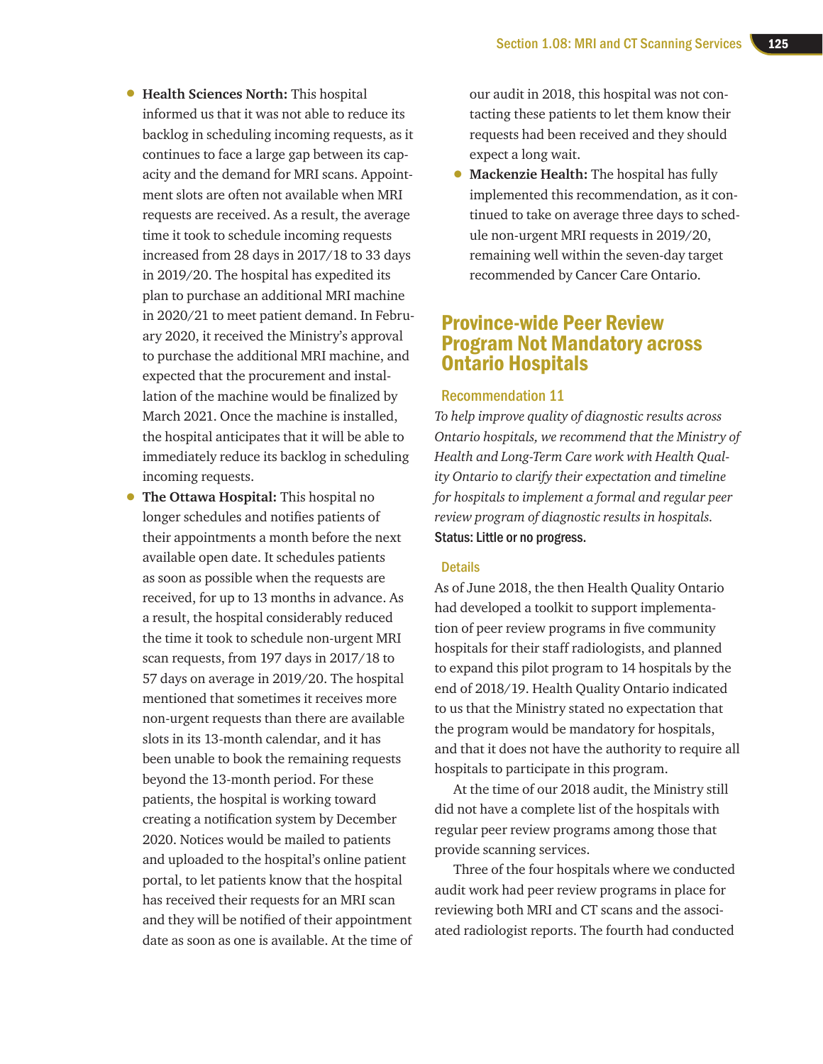- **Health Sciences North:** This hospital informed us that it was not able to reduce its backlog in scheduling incoming requests, as it continues to face a large gap between its capacity and the demand for MRI scans. Appointment slots are often not available when MRI requests are received. As a result, the average time it took to schedule incoming requests increased from 28 days in 2017/18 to 33 days in 2019/20. The hospital has expedited its plan to purchase an additional MRI machine in 2020/21 to meet patient demand. In February 2020, it received the Ministry's approval to purchase the additional MRI machine, and expected that the procurement and installation of the machine would be finalized by March 2021. Once the machine is installed, the hospital anticipates that it will be able to immediately reduce its backlog in scheduling incoming requests.
- **The Ottawa Hospital:** This hospital no longer schedules and notifies patients of their appointments a month before the next available open date. It schedules patients as soon as possible when the requests are received, for up to 13 months in advance. As a result, the hospital considerably reduced the time it took to schedule non-urgent MRI scan requests, from 197 days in 2017/18 to 57 days on average in 2019/20. The hospital mentioned that sometimes it receives more non-urgent requests than there are available slots in its 13-month calendar, and it has been unable to book the remaining requests beyond the 13-month period. For these patients, the hospital is working toward creating a notification system by December 2020. Notices would be mailed to patients and uploaded to the hospital's online patient portal, to let patients know that the hospital has received their requests for an MRI scan and they will be notified of their appointment date as soon as one is available. At the time of our audit in 2018, this hospital was not contacting these patients to let them know their requests had been received and they should expect a long wait.
- **Mackenzie Health:** The hospital has fully implemented this recommendation, as it continued to take on average three days to schedule non-urgent MRI requests in 2019/20, remaining well within the seven-day target recommended by Cancer Care Ontario.

## Province-wide Peer Review Program Not Mandatory across Ontario Hospitals

### Recommendation 11

*To help improve quality of diagnostic results across Ontario hospitals, we recommend that the Ministry of Health and Long-Term Care work with Health Quality Ontario to clarify their expectation and timeline for hospitals to implement a formal and regular peer review program of diagnostic results in hospitals.*

**Status: Little or no progress.**

### Details

As of June 2018, the then Health Quality Ontario had developed a toolkit to support implementation of peer review programs in five community hospitals for their staff radiologists, and planned to expand this pilot program to 14 hospitals by the end of 2018/19. Health Quality Ontario indicated to us that the Ministry stated no expectation that the program would be mandatory for hospitals, and that it does not have the authority to require all hospitals to participate in this program.

At the time of our 2018 audit, the Ministry still did not have a complete list of the hospitals with regular peer review programs among those that provide scanning services.

Three of the four hospitals where we conducted audit work had peer review programs in place for reviewing both MRI and CT scans and the associated radiologist reports. The fourth had conducted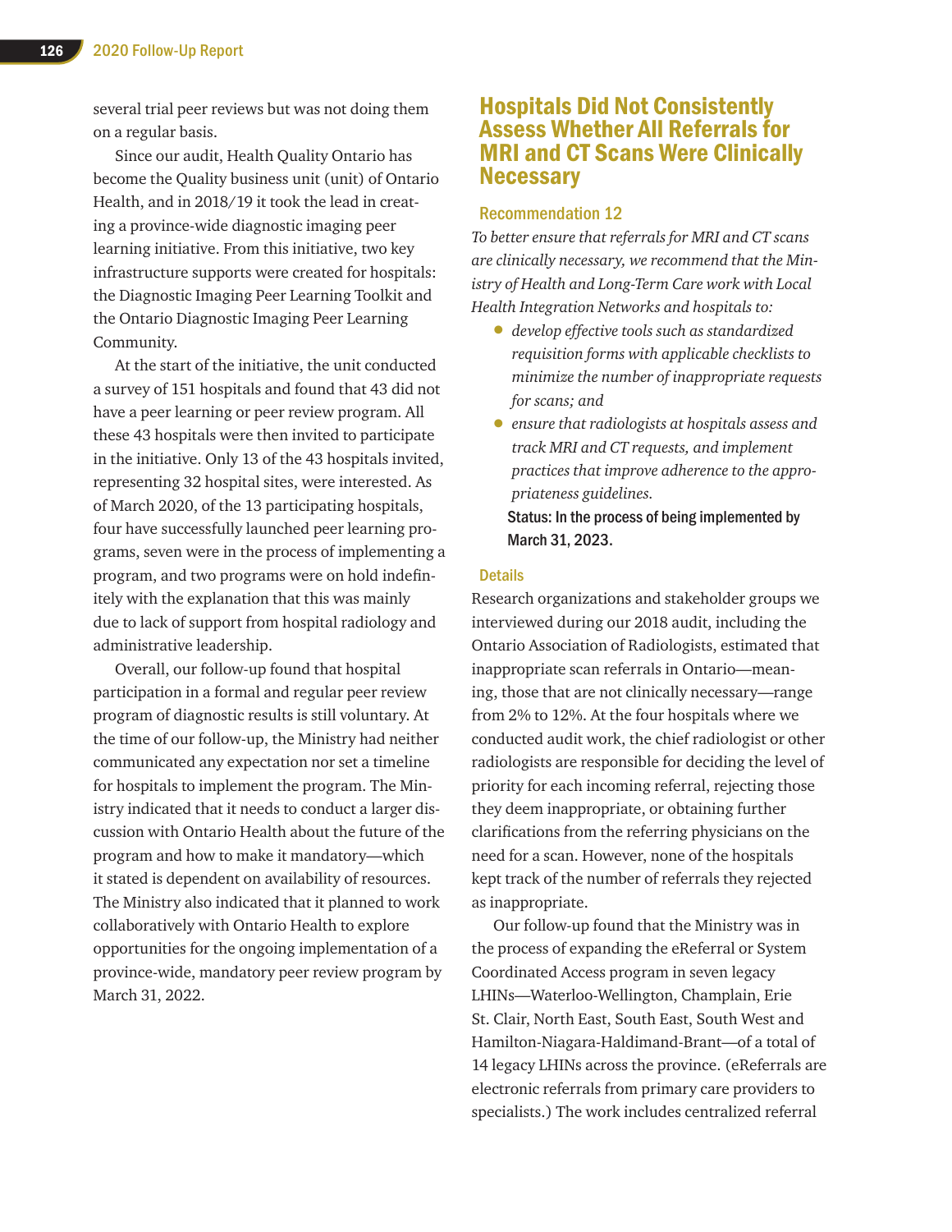several trial peer reviews but was not doing them on a regular basis.

Since our audit, Health Quality Ontario has become the Quality business unit (unit) of Ontario Health, and in 2018/19 it took the lead in creating a province-wide diagnostic imaging peer learning initiative. From this initiative, two key infrastructure supports were created for hospitals: the Diagnostic Imaging Peer Learning Toolkit and the Ontario Diagnostic Imaging Peer Learning Community.

At the start of the initiative, the unit conducted a survey of 151 hospitals and found that 43 did not have a peer learning or peer review program. All these 43 hospitals were then invited to participate in the initiative. Only 13 of the 43 hospitals invited, representing 32 hospital sites, were interested. As of March 2020, of the 13 participating hospitals, four have successfully launched peer learning programs, seven were in the process of implementing a program, and two programs were on hold indefinitely with the explanation that this was mainly due to lack of support from hospital radiology and administrative leadership.

Overall, our follow-up found that hospital participation in a formal and regular peer review program of diagnostic results is still voluntary. At the time of our follow-up, the Ministry had neither communicated any expectation nor set a timeline for hospitals to implement the program. The Ministry indicated that it needs to conduct a larger discussion with Ontario Health about the future of the program and how to make it mandatory—which it stated is dependent on availability of resources. The Ministry also indicated that it planned to work collaboratively with Ontario Health to explore opportunities for the ongoing implementation of a province-wide, mandatory peer review program by March 31, 2022.

## Hospitals Did Not Consistently Assess Whether All Referrals for MRI and CT Scans Were Clinically Necessary

### Recommendation 12

*To better ensure that referrals for MRI and CT scans are clinically necessary, we recommend that the Ministry of Health and Long-Term Care work with Local Health Integration Networks and hospitals to:*

- *develop effective tools such as standardized requisition forms with applicable checklists to minimize the number of inappropriate requests for scans; and*
- *ensure that radiologists at hospitals assess and track MRI and CT requests, and implement practices that improve adherence to the appropriateness guidelines.*

**Status: In the process of being implemented by March 31, 2023.**

### Details

Research organizations and stakeholder groups we interviewed during our 2018 audit, including the Ontario Association of Radiologists, estimated that inappropriate scan referrals in Ontario—meaning, those that are not clinically necessary—range from 2% to 12%. At the four hospitals where we conducted audit work, the chief radiologist or other radiologists are responsible for deciding the level of priority for each incoming referral, rejecting those they deem inappropriate, or obtaining further clarifications from the referring physicians on the need for a scan. However, none of the hospitals kept track of the number of referrals they rejected as inappropriate.

Our follow-up found that the Ministry was in the process of expanding the eReferral or System Coordinated Access program in seven legacy LHINs—Waterloo-Wellington, Champlain, Erie St. Clair, North East, South East, South West and Hamilton-Niagara-Haldimand-Brant—of a total of 14 legacy LHINs across the province. (eReferrals are electronic referrals from primary care providers to specialists.) The work includes centralized referral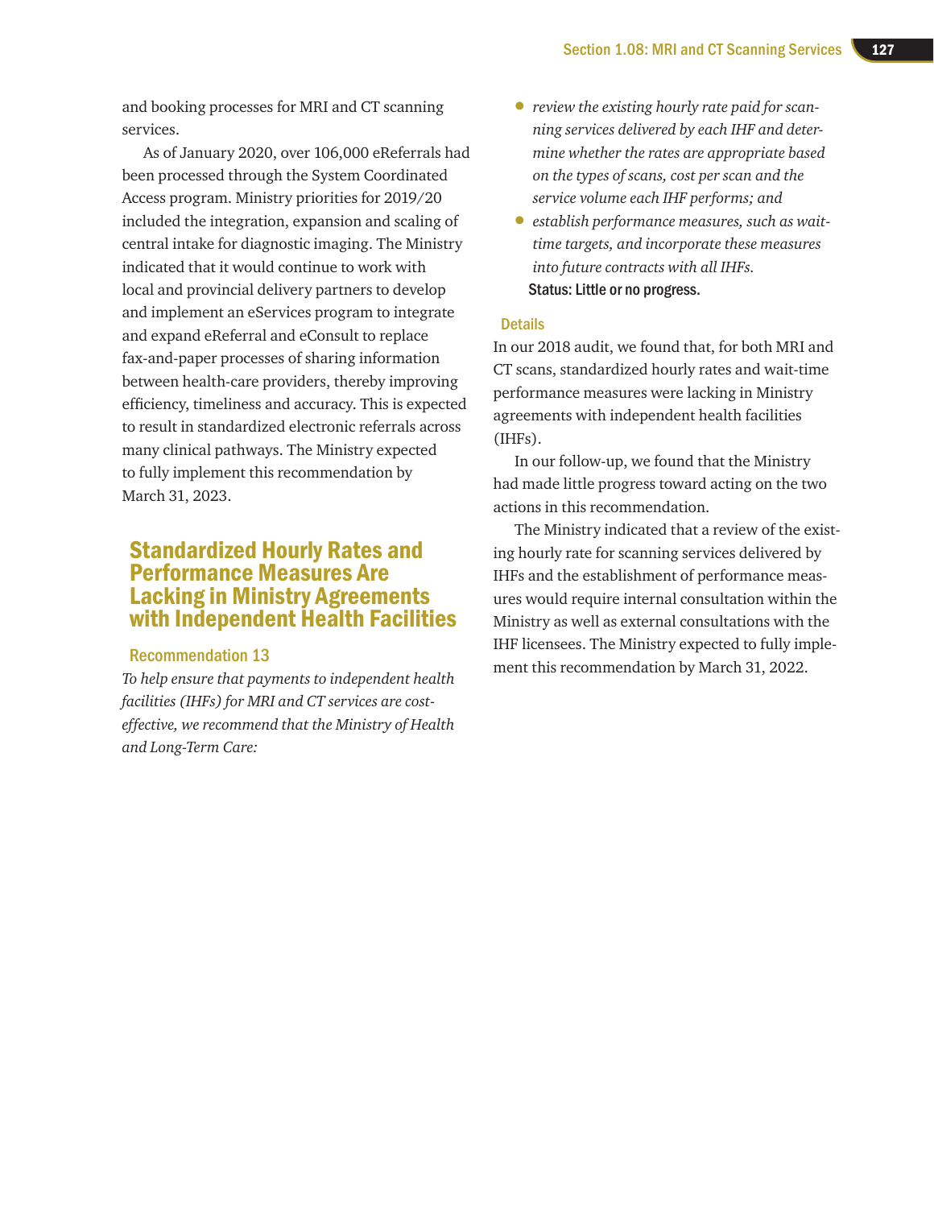and booking processes for MRI and CT scanning services.

As of January 2020, over 106,000 eReferrals had been processed through the System Coordinated Access program. Ministry priorities for 2019/20 included the integration, expansion and scaling of central intake for diagnostic imaging. The Ministry indicated that it would continue to work with local and provincial delivery partners to develop and implement an eServices program to integrate and expand eReferral and eConsult to replace fax-and-paper processes of sharing information between health-care providers, thereby improving efficiency, timeliness and accuracy. This is expected to result in standardized electronic referrals across many clinical pathways. The Ministry expected to fully implement this recommendation by March 31, 2023.

## Standardized Hourly Rates and Performance Measures Are Lacking in Ministry Agreements with Independent Health Facilities

### Recommendation 13

*To help ensure that payments to independent health facilities (IHFs) for MRI and CT services are cost-effective, we recommend that the Ministry of Health and Long-Term Care:*

- *review the existing hourly rate paid for scanning services delivered by each IHF and determine whether the rates are appropriate based on the types of scans, cost per scan and the service volume each IHF performs; and*
- *establish performance measures, such as wait-time targets, and incorporate these measures into future contracts with all IHFs.*

**Status: Little or no progress.**

### Details

In our 2018 audit, we found that, for both MRI and CT scans, standardized hourly rates and wait-time performance measures were lacking in Ministry agreements with independent health facilities (IHFs).

In our follow-up, we found that the Ministry had made little progress toward acting on the two actions in this recommendation.

The Ministry indicated that a review of the existing hourly rate for scanning services delivered by IHFs and the establishment of performance measures would require internal consultation within the Ministry as well as external consultations with the IHF licensees. The Ministry expected to fully implement this recommendation by March 31, 2022.